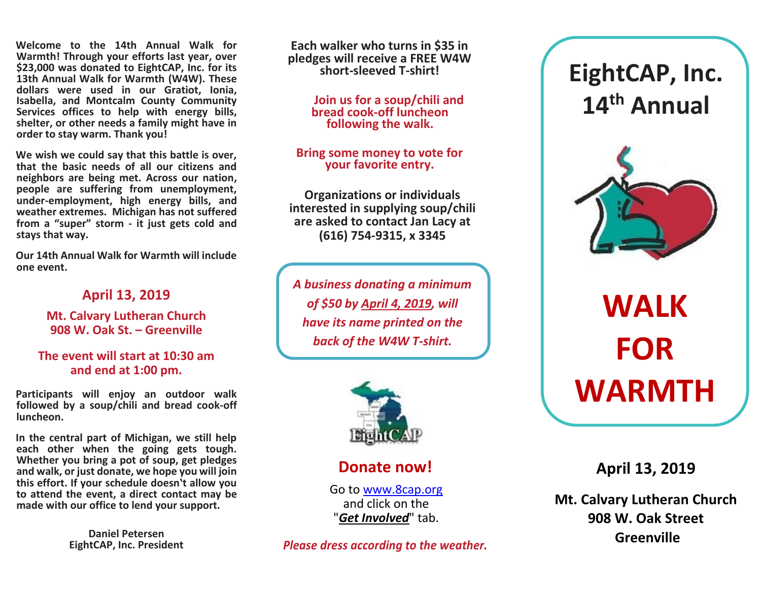Welcome to the 14th Annual Walk for Warmth! Through your efforts last year, over $23,000 was donated to EightCAP, Inc. for its 13th Annual Walk for Warmth (W4W). These dollars were used in our Gratiot, Ionia, Isabella, and Montcalm County Community Services offices to help with energy bills, shelter, or other needs a family might have in order to stay warm. Thank you!

We wish we could say that this battle is over, that the basic needs of all our citizens and neighbors are being met. Across our nation, people are suffering from unemployment, under-employment, high energy bills, and weather extremes. Michigan has not suffered from a "super" storm - it just gets cold and stays that way.

Our 14th Annual Walk for Warmth will include one event.

**April 13, 2019**

**Mt. Calvary Lutheran Church**
**908 W. Oak St. – Greenville**

**The event will start at 10:30 am and end at 1:00 pm.**

Participants will enjoy an outdoor walk followed by a soup/chili and bread cook-off luncheon.

In the central part of Michigan, we still help each other when the going gets tough. Whether you bring a pot of soup, get pledges and walk, or just donate, we hope you will join this effort. If your schedule doesn't allow you to attend the event, a direct contact may be made with our office to lend your support.

Daniel Petersen
EightCAP, Inc. President

**Each walker who turns in $35 in pledges will receive a FREE W4W short-sleeved T-shirt!**

**Join us for a soup/chili and bread cook-off luncheon following the walk.**

**Bring some money to vote for your favorite entry.**

**Organizations or individuals interested in supplying soup/chili are asked to contact Jan Lacy at (616) 754-9315, x 3345**

***A business donating a minimum of $50 by April 4, 2019, will have its name printed on the back of the W4W T-shirt.***

EightCAP

## Donate now!

Go to www.8cap.org and click on the "***Get Involved***" tab.

*Please dress according to the weather.*

# EightCAP, Inc. 14th Annual

# WALK FOR WARMTH

**April 13, 2019**

**Mt. Calvary Lutheran Church**
**908 W. Oak Street**
**Greenville**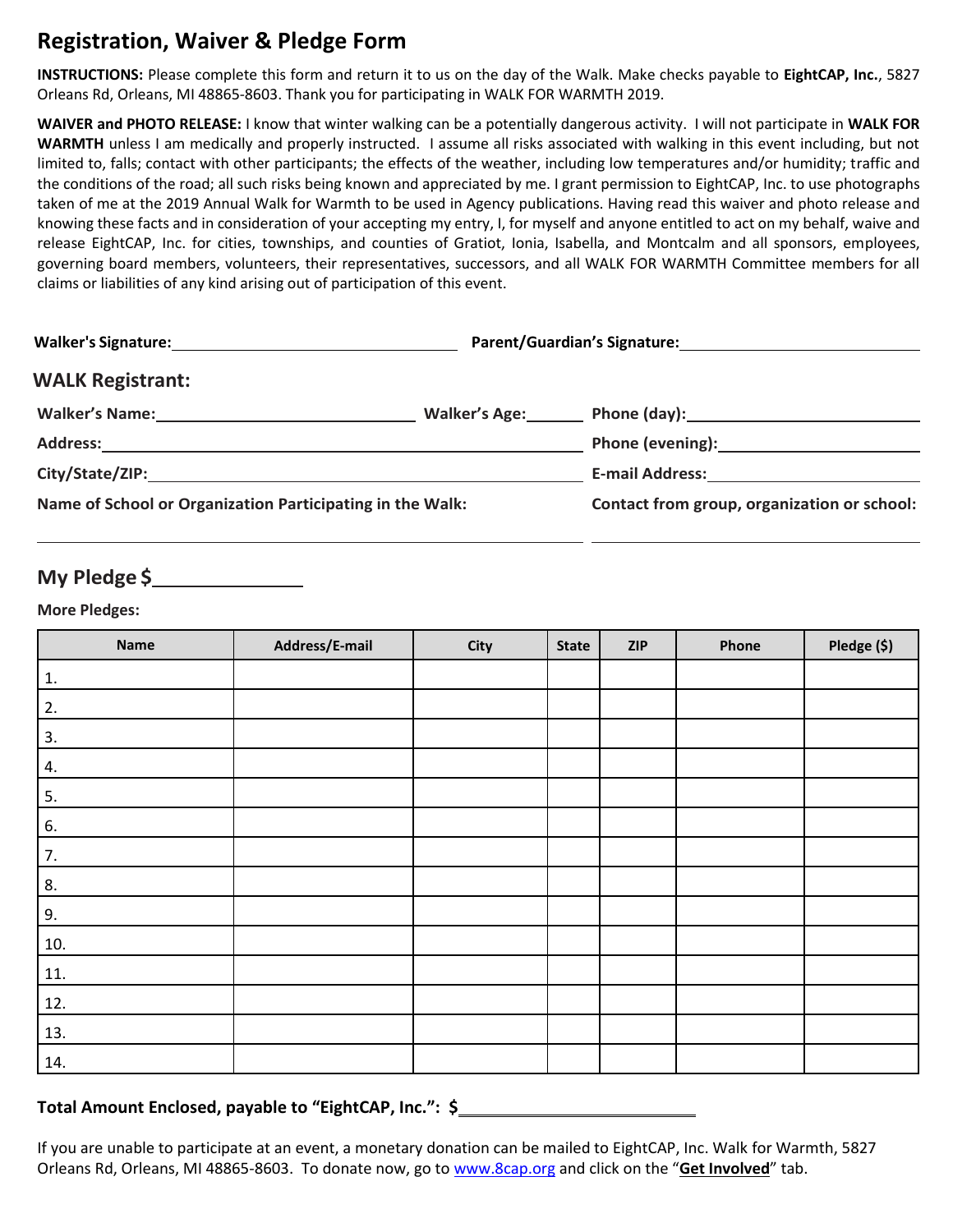# Registration, Waiver & Pledge Form

**INSTRUCTIONS:** Please complete this form and return it to us on the day of the Walk. Make checks payable to **EightCAP, Inc.**, 5827 Orleans Rd, Orleans, MI 48865-8603. Thank you for participating in WALK FOR WARMTH 2019.

**WAIVER and PHOTO RELEASE:** I know that winter walking can be a potentially dangerous activity. I will not participate in **WALK FOR WARMTH** unless I am medically and properly instructed. I assume all risks associated with walking in this event including, but not limited to, falls; contact with other participants; the effects of the weather, including low temperatures and/or humidity; traffic and the conditions of the road; all such risks being known and appreciated by me. I grant permission to EightCAP, Inc. to use photographs taken of me at the 2019 Annual Walk for Warmth to be used in Agency publications. Having read this waiver and photo release and knowing these facts and in consideration of your accepting my entry, I, for myself and anyone entitled to act on my behalf, waive and release EightCAP, Inc. for cities, townships, and counties of Gratiot, Ionia, Isabella, and Montcalm and all sponsors, employees, governing board members, volunteers, their representatives, successors, and all WALK FOR WARMTH Committee members for all claims or liabilities of any kind arising out of participation of this event.

**Walker's Signature:** ______________________ **Parent/Guardian's Signature:** ______________________

## WALK Registrant:

**Walker's Name:** ______________________ **Walker's Age:** ______ **Phone (day):** ______________________

**Address:** ______________________ **Phone (evening):** ______________________

**City/State/ZIP:** ______________________ **E-mail Address:** ______________________

**Name of School or Organization Participating in the Walk:** ______________________

**Contact from group, organization or school:** ______________________

## My Pledge $______________

**More Pledges:**

| Name | Address/E-mail | City | State | ZIP | Phone | Pledge ($) |
|---|---|---|---|---|---|---|
| 1. | | | | | | |
| 2. | | | | | | |
| 3. | | | | | | |
| 4. | | | | | | |
| 5. | | | | | | |
| 6. | | | | | | |
| 7. | | | | | | |
| 8. | | | | | | |
| 9. | | | | | | |
| 10. | | | | | | |
| 11. | | | | | | |
| 12. | | | | | | |
| 13. | | | | | | |
| 14. | | | | | | |

**Total Amount Enclosed, payable to "EightCAP, Inc.": $**______________________

If you are unable to participate at an event, a monetary donation can be mailed to EightCAP, Inc. Walk for Warmth, 5827 Orleans Rd, Orleans, MI 48865-8603. To donate now, go to www.8cap.org and click on the "**Get Involved**" tab.